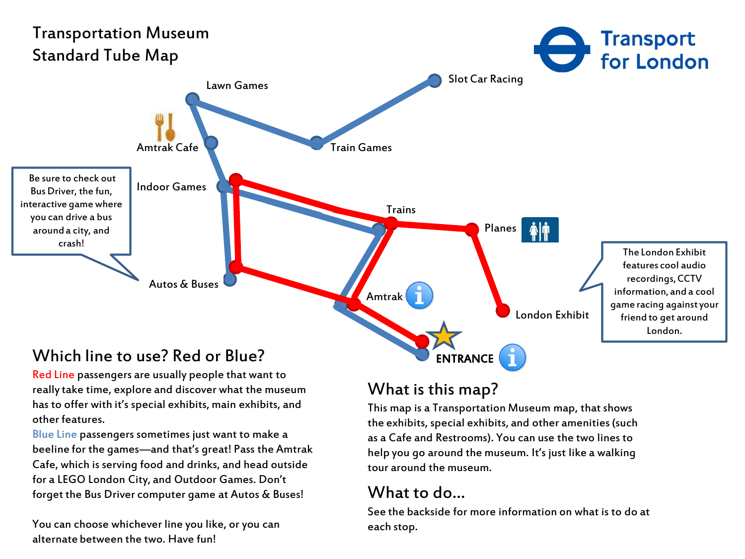# Transportation Museum
# Standard Tube Map

Transport for London

Lawn Games

Slot Car Racing

Amtrak Cafe

Train Games

Be sure to check out Bus Driver, the fun, interactive game where you can drive a bus around a city, and crash!

Indoor Games

Trains

Planes

Autos & Buses

The London Exhibit features cool audio recordings, CCTV information, and a cool game racing against your friend to get around London.

Amtrak

London Exhibit

ENTRANCE

## Which line to use? Red or Blue?

Red Line passengers are usually people that want to really take time, explore and discover what the museum has to offer with it's special exhibits, main exhibits, and other features.

Blue Line passengers sometimes just want to make a beeline for the games—and that's great! Pass the Amtrak Cafe, which is serving food and drinks, and head outside for a LEGO London City, and Outdoor Games. Don't forget the Bus Driver computer game at Autos & Buses!

You can choose whichever line you like, or you can alternate between the two. Have fun!

## What is this map?

This map is a Transportation Museum map, that shows the exhibits, special exhibits, and other amenities (such as a Cafe and Restrooms). You can use the two lines to help you go around the museum. It's just like a walking tour around the museum.

## What to do...

See the backside for more information on what is to do at each stop.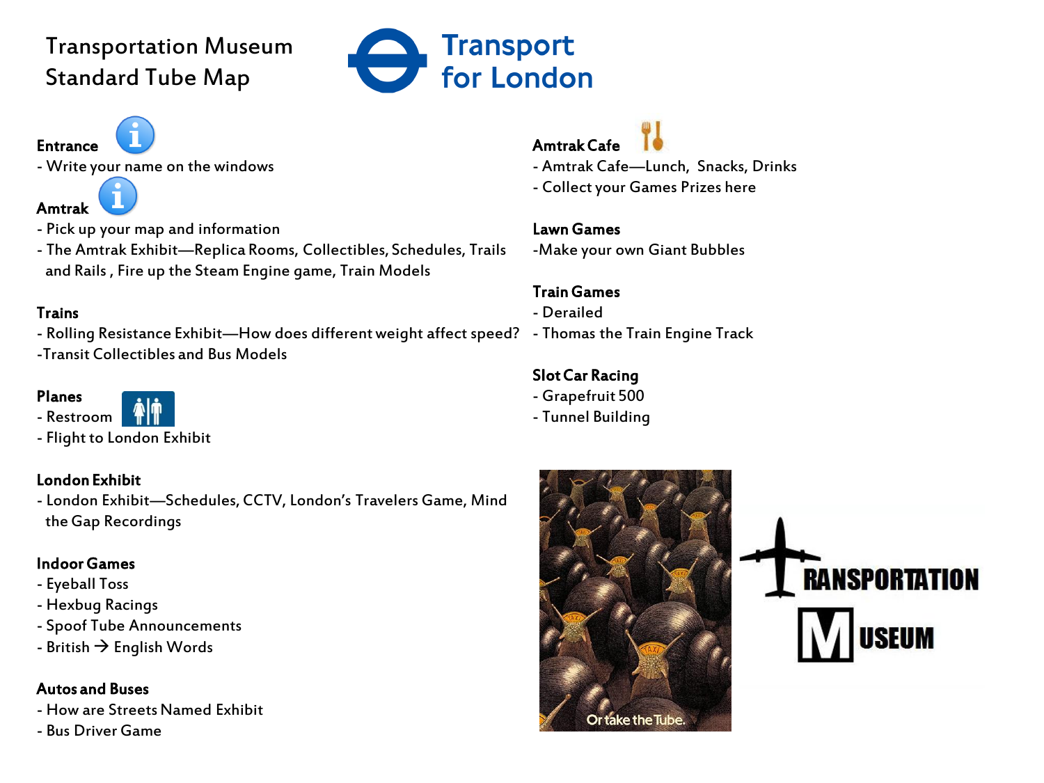# Transportation Museum Standard Tube Map

Transport for London

**Entrance**
- Write your name on the windows

**Amtrak**
- Pick up your map and information
- The Amtrak Exhibit—Replica Rooms, Collectibles, Schedules, Trails and Rails , Fire up the Steam Engine game, Train Models

**Trains**
- Rolling Resistance Exhibit—How does different weight affect speed?
- Transit Collectibles and Bus Models

**Planes**
- Restroom
- Flight to London Exhibit

**London Exhibit**
- London Exhibit—Schedules, CCTV, London's Travelers Game, Mind the Gap Recordings

**Indoor Games**
- Eyeball Toss
- Hexbug Racings
- Spoof Tube Announcements
- British → English Words

**Autos and Buses**
- How are Streets Named Exhibit
- Bus Driver Game

**Amtrak Cafe**
- Amtrak Cafe—Lunch, Snacks, Drinks
- Collect your Games Prizes here

**Lawn Games**
- Make your own Giant Bubbles

**Train Games**
- Derailed
- Thomas the Train Engine Track

**Slot Car Racing**
- Grapefruit 500
- Tunnel Building

Or take the Tube.

TRANSPORTATION MUSEUM